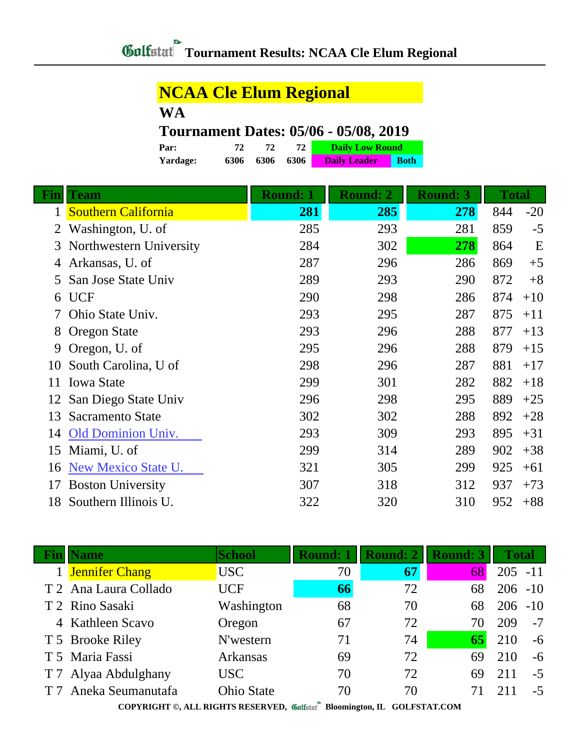# Tournament Results: NCAA Cle Elum Regional

## NCAA Cle Elum Regional

**WA**

**Tournament Dates: 05/06 - 05/08, 2019**

| | | | | |
|---|---|---|---|---|
| **Par:** | 72 | 72 | 72 | Daily Low Round |
| **Yardage:** | 6306 | 6306 | 6306 | Daily Leader / Both |

| Fin | Team | Round: 1 | Round: 2 | Round: 3 | Total | |
|---|---|---|---|---|---|---|
| 1 | Southern California | **281** | **285** | **278** | 844 | -20 |
| 2 | Washington, U. of | 285 | 293 | 281 | 859 | -5 |
| 3 | Northwestern University | 284 | 302 | **278** | 864 | E |
| 4 | Arkansas, U. of | 287 | 296 | 286 | 869 | +5 |
| 5 | San Jose State Univ | 289 | 293 | 290 | 872 | +8 |
| 6 | UCF | 290 | 298 | 286 | 874 | +10 |
| 7 | Ohio State Univ. | 293 | 295 | 287 | 875 | +11 |
| 8 | Oregon State | 293 | 296 | 288 | 877 | +13 |
| 9 | Oregon, U. of | 295 | 296 | 288 | 879 | +15 |
| 10 | South Carolina, U of | 298 | 296 | 287 | 881 | +17 |
| 11 | Iowa State | 299 | 301 | 282 | 882 | +18 |
| 12 | San Diego State Univ | 296 | 298 | 295 | 889 | +25 |
| 13 | Sacramento State | 302 | 302 | 288 | 892 | +28 |
| 14 | Old Dominion Univ. | 293 | 309 | 293 | 895 | +31 |
| 15 | Miami, U. of | 299 | 314 | 289 | 902 | +38 |
| 16 | New Mexico State U. | 321 | 305 | 299 | 925 | +61 |
| 17 | Boston University | 307 | 318 | 312 | 937 | +73 |
| 18 | Southern Illinois U. | 322 | 320 | 310 | 952 | +88 |

| Fin | Name | School | Round: 1 | Round: 2 | Round: 3 | Total | |
|---|---|---|---|---|---|---|---|
| 1 | Jennifer Chang | USC | 70 | **67** | 68 | 205 | -11 |
| T 2 | Ana Laura Collado | UCF | **66** | 72 | 68 | 206 | -10 |
| T 2 | Rino Sasaki | Washington | 68 | 70 | 68 | 206 | -10 |
| 4 | Kathleen Scavo | Oregon | 67 | 72 | 70 | 209 | -7 |
| T 5 | Brooke Riley | N'western | 71 | 74 | **65** | 210 | -6 |
| T 5 | Maria Fassi | Arkansas | 69 | 72 | 69 | 210 | -6 |
| T 7 | Alyaa Abdulghany | USC | 70 | 72 | 69 | 211 | -5 |
| T 7 | Aneka Seumanutafa | Ohio State | 70 | 70 | 71 | 211 | -5 |

COPYRIGHT ©, ALL RIGHTS RESERVED, Golfstat Bloomington, IL GOLFSTAT.COM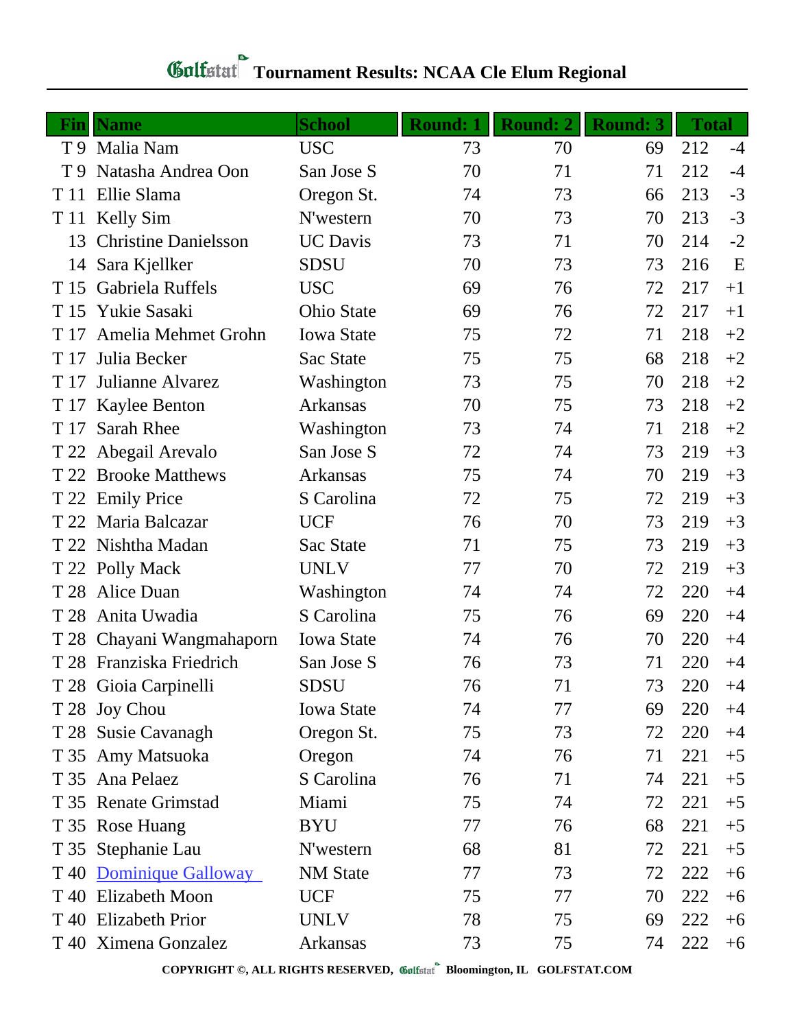# Golfstat Tournament Results: NCAA Cle Elum Regional

| Fin | Name | School | Round: 1 | Round: 2 | Round: 3 | Total | |
|---|---|---|---|---|---|---|---|
| T 9 | Malia Nam | USC | 73 | 70 | 69 | 212 | -4 |
| T 9 | Natasha Andrea Oon | San Jose S | 70 | 71 | 71 | 212 | -4 |
| T 11 | Ellie Slama | Oregon St. | 74 | 73 | 66 | 213 | -3 |
| T 11 | Kelly Sim | N'western | 70 | 73 | 70 | 213 | -3 |
| 13 | Christine Danielsson | UC Davis | 73 | 71 | 70 | 214 | -2 |
| 14 | Sara Kjellker | SDSU | 70 | 73 | 73 | 216 | E |
| T 15 | Gabriela Ruffels | USC | 69 | 76 | 72 | 217 | +1 |
| T 15 | Yukie Sasaki | Ohio State | 69 | 76 | 72 | 217 | +1 |
| T 17 | Amelia Mehmet Grohn | Iowa State | 75 | 72 | 71 | 218 | +2 |
| T 17 | Julia Becker | Sac State | 75 | 75 | 68 | 218 | +2 |
| T 17 | Julianne Alvarez | Washington | 73 | 75 | 70 | 218 | +2 |
| T 17 | Kaylee Benton | Arkansas | 70 | 75 | 73 | 218 | +2 |
| T 17 | Sarah Rhee | Washington | 73 | 74 | 71 | 218 | +2 |
| T 22 | Abegail Arevalo | San Jose S | 72 | 74 | 73 | 219 | +3 |
| T 22 | Brooke Matthews | Arkansas | 75 | 74 | 70 | 219 | +3 |
| T 22 | Emily Price | S Carolina | 72 | 75 | 72 | 219 | +3 |
| T 22 | Maria Balcazar | UCF | 76 | 70 | 73 | 219 | +3 |
| T 22 | Nishtha Madan | Sac State | 71 | 75 | 73 | 219 | +3 |
| T 22 | Polly Mack | UNLV | 77 | 70 | 72 | 219 | +3 |
| T 28 | Alice Duan | Washington | 74 | 74 | 72 | 220 | +4 |
| T 28 | Anita Uwadia | S Carolina | 75 | 76 | 69 | 220 | +4 |
| T 28 | Chayani Wangmahaporn | Iowa State | 74 | 76 | 70 | 220 | +4 |
| T 28 | Franziska Friedrich | San Jose S | 76 | 73 | 71 | 220 | +4 |
| T 28 | Gioia Carpinelli | SDSU | 76 | 71 | 73 | 220 | +4 |
| T 28 | Joy Chou | Iowa State | 74 | 77 | 69 | 220 | +4 |
| T 28 | Susie Cavanagh | Oregon St. | 75 | 73 | 72 | 220 | +4 |
| T 35 | Amy Matsuoka | Oregon | 74 | 76 | 71 | 221 | +5 |
| T 35 | Ana Pelaez | S Carolina | 76 | 71 | 74 | 221 | +5 |
| T 35 | Renate Grimstad | Miami | 75 | 74 | 72 | 221 | +5 |
| T 35 | Rose Huang | BYU | 77 | 76 | 68 | 221 | +5 |
| T 35 | Stephanie Lau | N'western | 68 | 81 | 72 | 221 | +5 |
| T 40 | Dominique Galloway | NM State | 77 | 73 | 72 | 222 | +6 |
| T 40 | Elizabeth Moon | UCF | 75 | 77 | 70 | 222 | +6 |
| T 40 | Elizabeth Prior | UNLV | 78 | 75 | 69 | 222 | +6 |
| T 40 | Ximena Gonzalez | Arkansas | 73 | 75 | 74 | 222 | +6 |

**COPYRIGHT ©, ALL RIGHTS RESERVED, Golfstat Bloomington, IL GOLFSTAT.COM**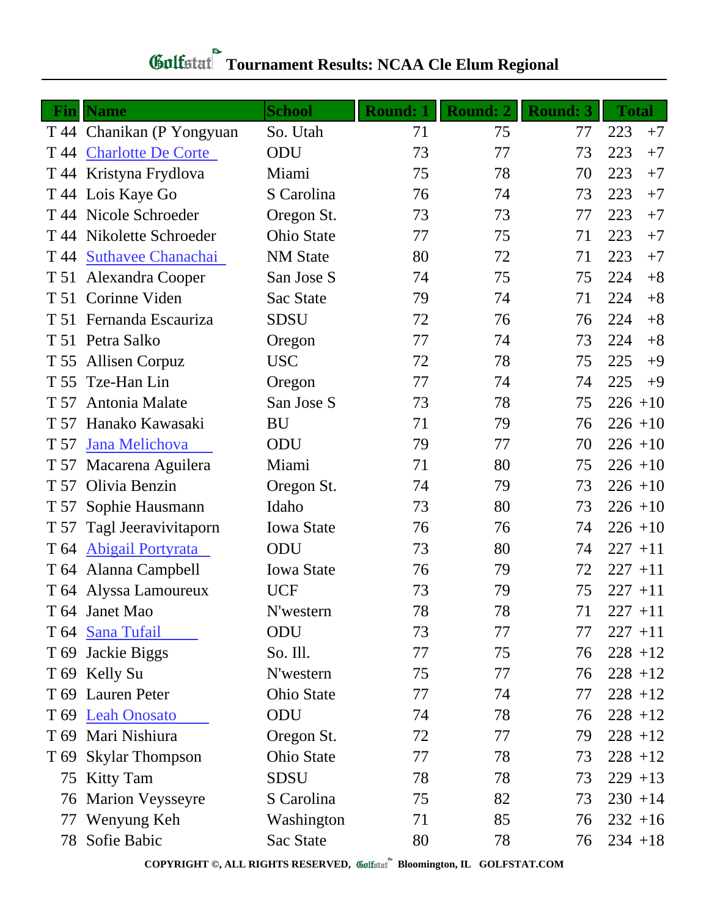# Golfstat Tournament Results: NCAA Cle Elum Regional

| Fin | Name | School | Round: 1 | Round: 2 | Round: 3 | Total | |
|---|---|---|---|---|---|---|---|
| T 44 | Chanikan (P Yongyuan | So. Utah | 71 | 75 | 77 | 223 | +7 |
| T 44 | Charlotte De Corte | ODU | 73 | 77 | 73 | 223 | +7 |
| T 44 | Kristyna Frydlova | Miami | 75 | 78 | 70 | 223 | +7 |
| T 44 | Lois Kaye Go | S Carolina | 76 | 74 | 73 | 223 | +7 |
| T 44 | Nicole Schroeder | Oregon St. | 73 | 73 | 77 | 223 | +7 |
| T 44 | Nikolette Schroeder | Ohio State | 77 | 75 | 71 | 223 | +7 |
| T 44 | Suthavee Chanachai | NM State | 80 | 72 | 71 | 223 | +7 |
| T 51 | Alexandra Cooper | San Jose S | 74 | 75 | 75 | 224 | +8 |
| T 51 | Corinne Viden | Sac State | 79 | 74 | 71 | 224 | +8 |
| T 51 | Fernanda Escauriza | SDSU | 72 | 76 | 76 | 224 | +8 |
| T 51 | Petra Salko | Oregon | 77 | 74 | 73 | 224 | +8 |
| T 55 | Allisen Corpuz | USC | 72 | 78 | 75 | 225 | +9 |
| T 55 | Tze-Han Lin | Oregon | 77 | 74 | 74 | 225 | +9 |
| T 57 | Antonia Malate | San Jose S | 73 | 78 | 75 | 226 | +10 |
| T 57 | Hanako Kawasaki | BU | 71 | 79 | 76 | 226 | +10 |
| T 57 | Jana Melichova | ODU | 79 | 77 | 70 | 226 | +10 |
| T 57 | Macarena Aguilera | Miami | 71 | 80 | 75 | 226 | +10 |
| T 57 | Olivia Benzin | Oregon St. | 74 | 79 | 73 | 226 | +10 |
| T 57 | Sophie Hausmann | Idaho | 73 | 80 | 73 | 226 | +10 |
| T 57 | Tagl Jeeravivitaporn | Iowa State | 76 | 76 | 74 | 226 | +10 |
| T 64 | Abigail Portyrata | ODU | 73 | 80 | 74 | 227 | +11 |
| T 64 | Alanna Campbell | Iowa State | 76 | 79 | 72 | 227 | +11 |
| T 64 | Alyssa Lamoureux | UCF | 73 | 79 | 75 | 227 | +11 |
| T 64 | Janet Mao | N'western | 78 | 78 | 71 | 227 | +11 |
| T 64 | Sana Tufail | ODU | 73 | 77 | 77 | 227 | +11 |
| T 69 | Jackie Biggs | So. Ill. | 77 | 75 | 76 | 228 | +12 |
| T 69 | Kelly Su | N'western | 75 | 77 | 76 | 228 | +12 |
| T 69 | Lauren Peter | Ohio State | 77 | 74 | 77 | 228 | +12 |
| T 69 | Leah Onosato | ODU | 74 | 78 | 76 | 228 | +12 |
| T 69 | Mari Nishiura | Oregon St. | 72 | 77 | 79 | 228 | +12 |
| T 69 | Skylar Thompson | Ohio State | 77 | 78 | 73 | 228 | +12 |
| 75 | Kitty Tam | SDSU | 78 | 78 | 73 | 229 | +13 |
| 76 | Marion Veysseyre | S Carolina | 75 | 82 | 73 | 230 | +14 |
| 77 | Wenyung Keh | Washington | 71 | 85 | 76 | 232 | +16 |
| 78 | Sofie Babic | Sac State | 80 | 78 | 76 | 234 | +18 |

COPYRIGHT ©, ALL RIGHTS RESERVED, Golfstat Bloomington, IL GOLFSTAT.COM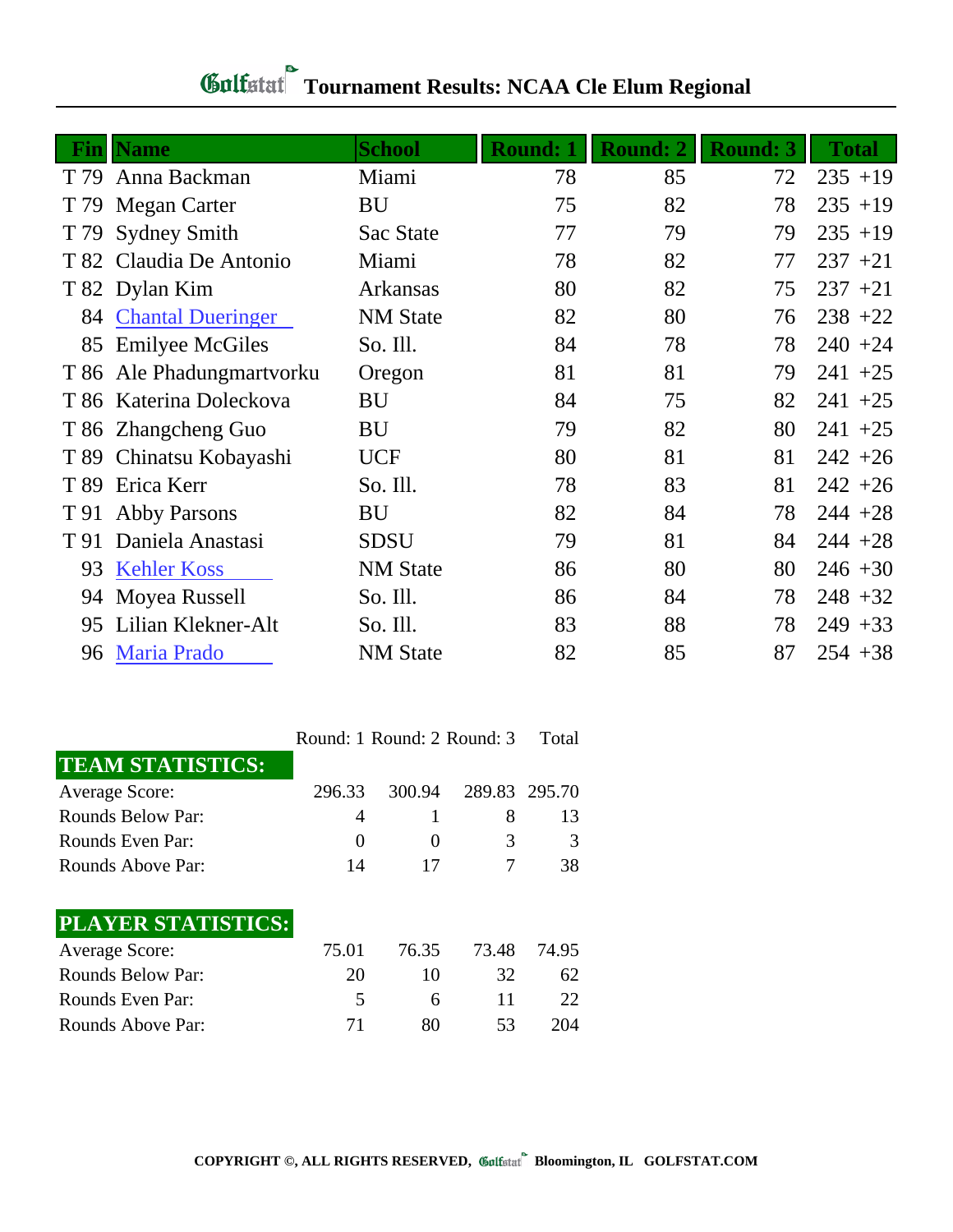# Golfstat Tournament Results: NCAA Cle Elum Regional

| Fin | Name | School | Round: 1 | Round: 2 | Round: 3 | Total | |
|---|---|---|---|---|---|---|---|
| T 79 | Anna Backman | Miami | 78 | 85 | 72 | 235 | +19 |
| T 79 | Megan Carter | BU | 75 | 82 | 78 | 235 | +19 |
| T 79 | Sydney Smith | Sac State | 77 | 79 | 79 | 235 | +19 |
| T 82 | Claudia De Antonio | Miami | 78 | 82 | 77 | 237 | +21 |
| T 82 | Dylan Kim | Arkansas | 80 | 82 | 75 | 237 | +21 |
| 84 | Chantal Dueringer | NM State | 82 | 80 | 76 | 238 | +22 |
| 85 | Emilyee McGiles | So. Ill. | 84 | 78 | 78 | 240 | +24 |
| T 86 | Ale Phadungmartvorku | Oregon | 81 | 81 | 79 | 241 | +25 |
| T 86 | Katerina Doleckova | BU | 84 | 75 | 82 | 241 | +25 |
| T 86 | Zhangcheng Guo | BU | 79 | 82 | 80 | 241 | +25 |
| T 89 | Chinatsu Kobayashi | UCF | 80 | 81 | 81 | 242 | +26 |
| T 89 | Erica Kerr | So. Ill. | 78 | 83 | 81 | 242 | +26 |
| T 91 | Abby Parsons | BU | 82 | 84 | 78 | 244 | +28 |
| T 91 | Daniela Anastasi | SDSU | 79 | 81 | 84 | 244 | +28 |
| 93 | Kehler Koss | NM State | 86 | 80 | 80 | 246 | +30 |
| 94 | Moyea Russell | So. Ill. | 86 | 84 | 78 | 248 | +32 |
| 95 | Lilian Klekner-Alt | So. Ill. | 83 | 88 | 78 | 249 | +33 |
| 96 | Maria Prado | NM State | 82 | 85 | 87 | 254 | +38 |

| TEAM STATISTICS: | Round: 1 | Round: 2 | Round: 3 | Total |
|---|---|---|---|---|
| Average Score: | 296.33 | 300.94 | 289.83 | 295.70 |
| Rounds Below Par: | 4 | 1 | 8 | 13 |
| Rounds Even Par: | 0 | 0 | 3 | 3 |
| Rounds Above Par: | 14 | 17 | 7 | 38 |

| PLAYER STATISTICS: | Round: 1 | Round: 2 | Round: 3 | Total |
|---|---|---|---|---|
| Average Score: | 75.01 | 76.35 | 73.48 | 74.95 |
| Rounds Below Par: | 20 | 10 | 32 | 62 |
| Rounds Even Par: | 5 | 6 | 11 | 22 |
| Rounds Above Par: | 71 | 80 | 53 | 204 |

COPYRIGHT ©, ALL RIGHTS RESERVED, Golfstat Bloomington, IL GOLFSTAT.COM